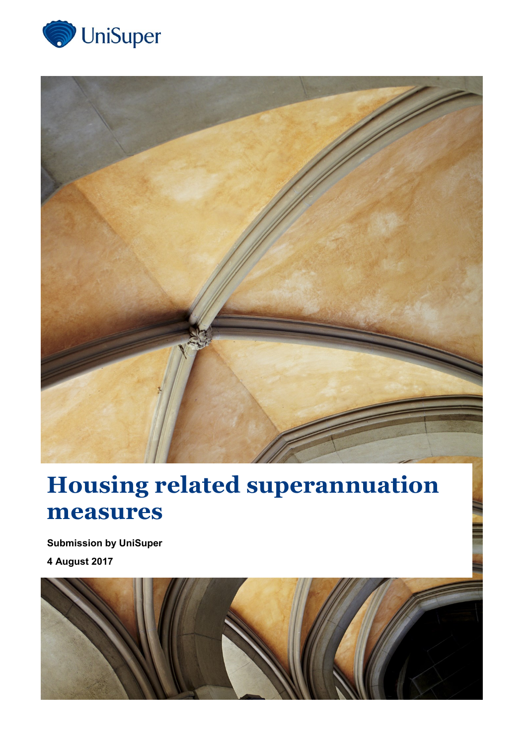UniSuper

# Housing related superannuation measures

**Submission by UniSuper**

**4 August 2017**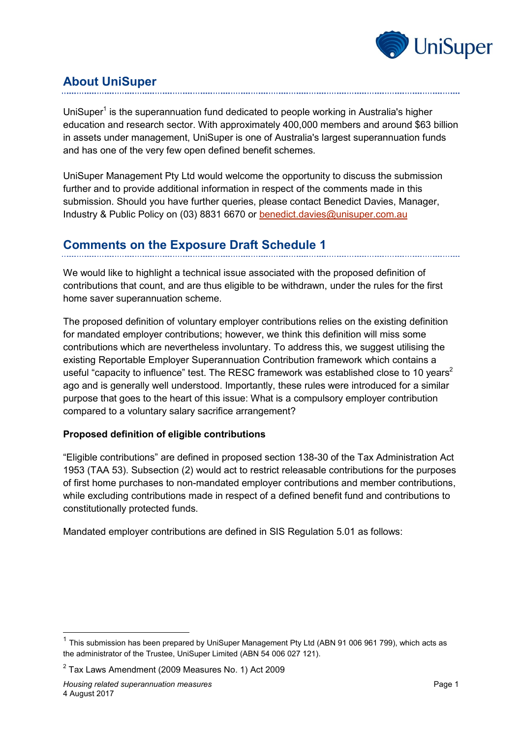## About UniSuper

UniSuper[1] is the superannuation fund dedicated to people working in Australia's higher education and research sector. With approximately 400,000 members and around $63 billion in assets under management, UniSuper is one of Australia's largest superannuation funds and has one of the very few open defined benefit schemes.

UniSuper Management Pty Ltd would welcome the opportunity to discuss the submission further and to provide additional information in respect of the comments made in this submission. Should you have further queries, please contact Benedict Davies, Manager, Industry & Public Policy on (03) 8831 6670 or benedict.davies@unisuper.com.au

## Comments on the Exposure Draft Schedule 1

We would like to highlight a technical issue associated with the proposed definition of contributions that count, and are thus eligible to be withdrawn, under the rules for the first home saver superannuation scheme.

The proposed definition of voluntary employer contributions relies on the existing definition for mandated employer contributions; however, we think this definition will miss some contributions which are nevertheless involuntary. To address this, we suggest utilising the existing Reportable Employer Superannuation Contribution framework which contains a useful "capacity to influence" test. The RESC framework was established close to 10 years[2] ago and is generally well understood. Importantly, these rules were introduced for a similar purpose that goes to the heart of this issue: What is a compulsory employer contribution compared to a voluntary salary sacrifice arrangement?

**Proposed definition of eligible contributions**

"Eligible contributions" are defined in proposed section 138-30 of the Tax Administration Act 1953 (TAA 53). Subsection (2) would act to restrict releasable contributions for the purposes of first home purchases to non-mandated employer contributions and member contributions, while excluding contributions made in respect of a defined benefit fund and contributions to constitutionally protected funds.

Mandated employer contributions are defined in SIS Regulation 5.01 as follows:

[1] This submission has been prepared by UniSuper Management Pty Ltd (ABN 91 006 961 799), which acts as the administrator of the Trustee, UniSuper Limited (ABN 54 006 027 121).

[2] Tax Laws Amendment (2009 Measures No. 1) Act 2009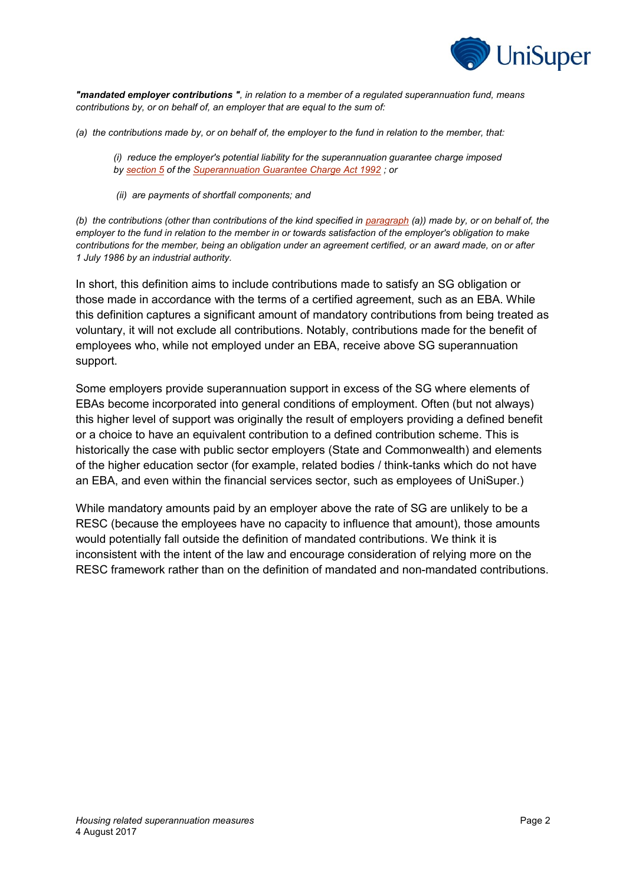***"mandated employer contributions "****, in relation to a member of a regulated superannuation fund, means contributions by, or on behalf of, an employer that are equal to the sum of:*

*(a) the contributions made by, or on behalf of, the employer to the fund in relation to the member, that:*

> *(i) reduce the employer's potential liability for the superannuation guarantee charge imposed by section 5 of the Superannuation Guarantee Charge Act 1992 ; or*
>
> *(ii) are payments of shortfall components; and*

*(b) the contributions (other than contributions of the kind specified in paragraph (a)) made by, or on behalf of, the employer to the fund in relation to the member in or towards satisfaction of the employer's obligation to make contributions for the member, being an obligation under an agreement certified, or an award made, on or after 1 July 1986 by an industrial authority.*

In short, this definition aims to include contributions made to satisfy an SG obligation or those made in accordance with the terms of a certified agreement, such as an EBA. While this definition captures a significant amount of mandatory contributions from being treated as voluntary, it will not exclude all contributions. Notably, contributions made for the benefit of employees who, while not employed under an EBA, receive above SG superannuation support.

Some employers provide superannuation support in excess of the SG where elements of EBAs become incorporated into general conditions of employment. Often (but not always) this higher level of support was originally the result of employers providing a defined benefit or a choice to have an equivalent contribution to a defined contribution scheme. This is historically the case with public sector employers (State and Commonwealth) and elements of the higher education sector (for example, related bodies / think-tanks which do not have an EBA, and even within the financial services sector, such as employees of UniSuper.)

While mandatory amounts paid by an employer above the rate of SG are unlikely to be a RESC (because the employees have no capacity to influence that amount), those amounts would potentially fall outside the definition of mandated contributions. We think it is inconsistent with the intent of the law and encourage consideration of relying more on the RESC framework rather than on the definition of mandated and non-mandated contributions.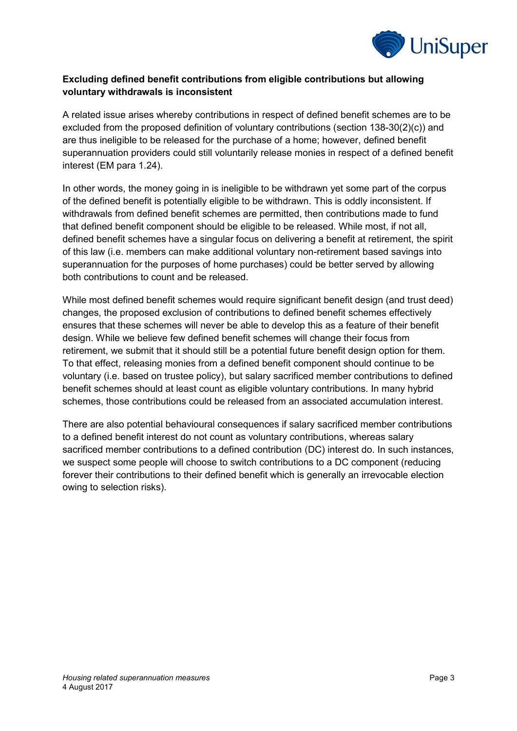**Excluding defined benefit contributions from eligible contributions but allowing voluntary withdrawals is inconsistent**

A related issue arises whereby contributions in respect of defined benefit schemes are to be excluded from the proposed definition of voluntary contributions (section 138-30(2)(c)) and are thus ineligible to be released for the purchase of a home; however, defined benefit superannuation providers could still voluntarily release monies in respect of a defined benefit interest (EM para 1.24).

In other words, the money going in is ineligible to be withdrawn yet some part of the corpus of the defined benefit is potentially eligible to be withdrawn. This is oddly inconsistent. If withdrawals from defined benefit schemes are permitted, then contributions made to fund that defined benefit component should be eligible to be released. While most, if not all, defined benefit schemes have a singular focus on delivering a benefit at retirement, the spirit of this law (i.e. members can make additional voluntary non-retirement based savings into superannuation for the purposes of home purchases) could be better served by allowing both contributions to count and be released.

While most defined benefit schemes would require significant benefit design (and trust deed) changes, the proposed exclusion of contributions to defined benefit schemes effectively ensures that these schemes will never be able to develop this as a feature of their benefit design. While we believe few defined benefit schemes will change their focus from retirement, we submit that it should still be a potential future benefit design option for them. To that effect, releasing monies from a defined benefit component should continue to be voluntary (i.e. based on trustee policy), but salary sacrificed member contributions to defined benefit schemes should at least count as eligible voluntary contributions. In many hybrid schemes, those contributions could be released from an associated accumulation interest.

There are also potential behavioural consequences if salary sacrificed member contributions to a defined benefit interest do not count as voluntary contributions, whereas salary sacrificed member contributions to a defined contribution (DC) interest do. In such instances, we suspect some people will choose to switch contributions to a DC component (reducing forever their contributions to their defined benefit which is generally an irrevocable election owing to selection risks).